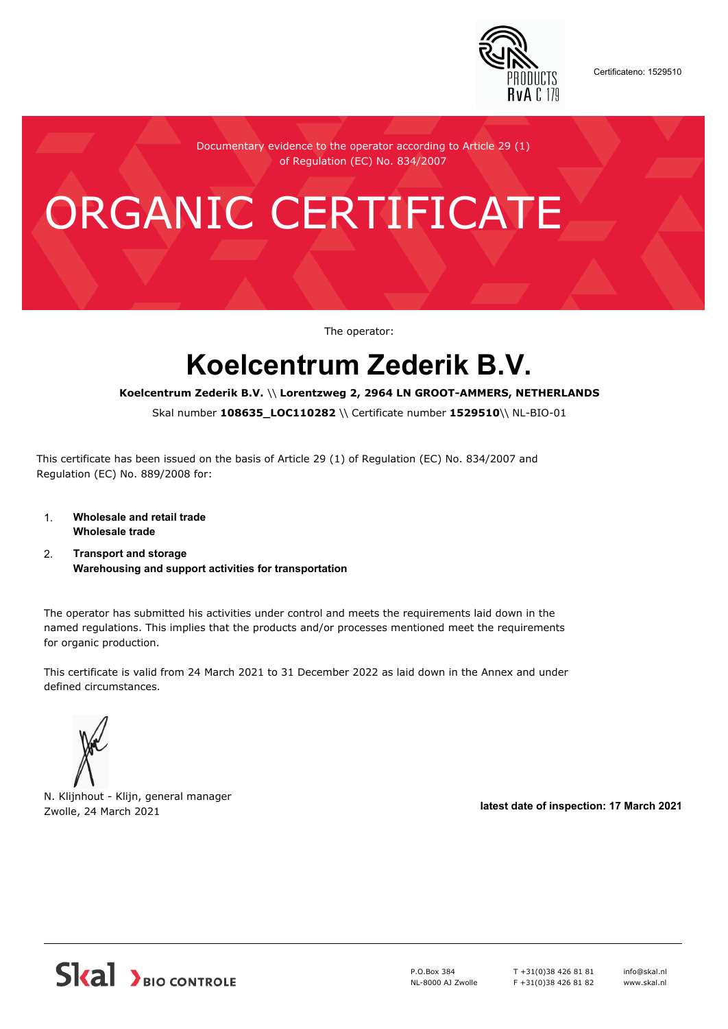Certificateno: 1529510

Documentary evidence to the operator according to Article 29 (1) of Regulation (EC) No. 834/2007

# ORGANIC CERTIFICATE

The operator:

# Koelcentrum Zederik B.V.

**Koelcentrum Zederik B.V.** \\ **Lorentzweg 2, 2964 LN GROOT-AMMERS, NETHERLANDS**

Skal number **108635_LOC110282** \\ Certificate number **1529510**\\ NL-BIO-01

This certificate has been issued on the basis of Article 29 (1) of Regulation (EC) No. 834/2007 and Regulation (EC) No. 889/2008 for:

1. **Wholesale and retail trade**
   **Wholesale trade**
2. **Transport and storage**
   **Warehousing and support activities for transportation**

The operator has submitted his activities under control and meets the requirements laid down in the named regulations. This implies that the products and/or processes mentioned meet the requirements for organic production.

This certificate is valid from 24 March 2021 to 31 December 2022 as laid down in the Annex and under defined circumstances.

N. Klijnhout - Klijn, general manager
Zwolle, 24 March 2021

**latest date of inspection: 17 March 2021**

Skal BIO CONTROLE

P.O.Box 384
NL-8000 AJ Zwolle

T +31(0)38 426 81 81
F +31(0)38 426 81 82

info@skal.nl
www.skal.nl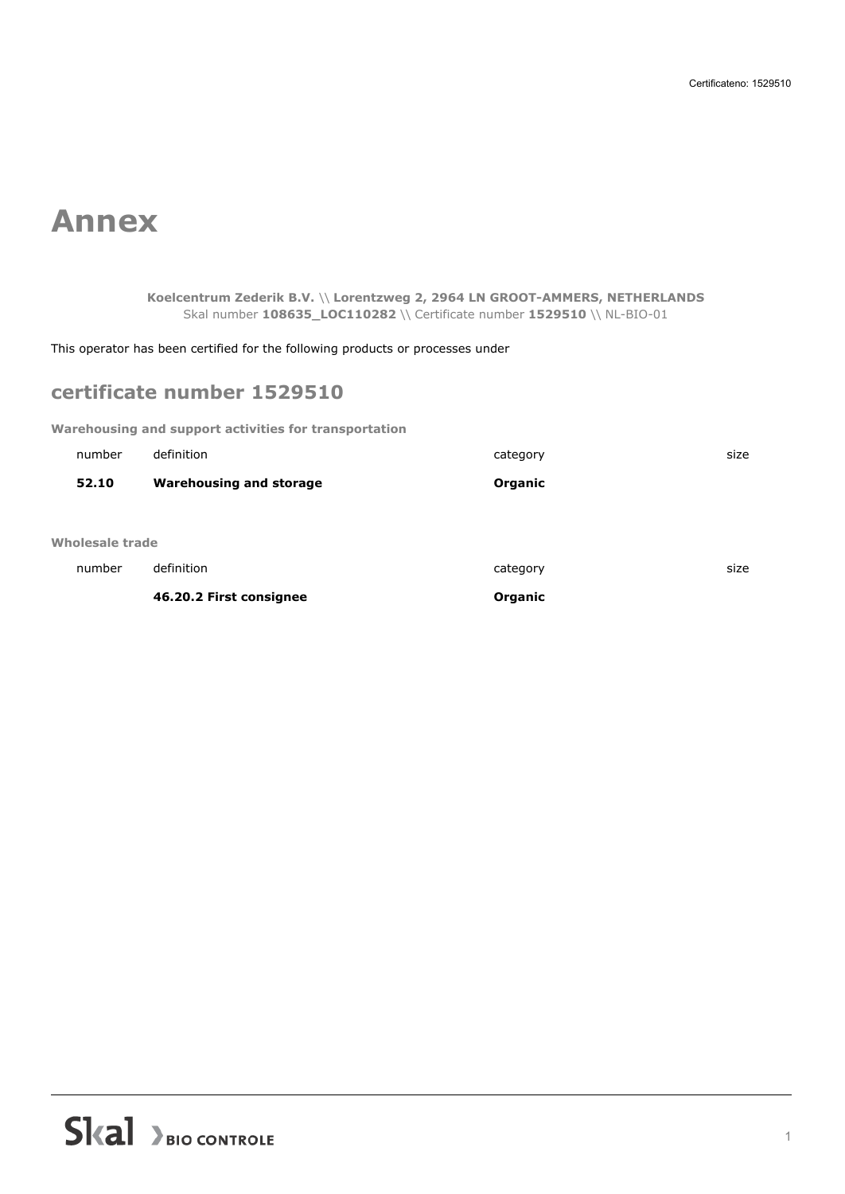Certificateno: 1529510

# Annex

**Koelcentrum Zederik B.V.** \\ **Lorentzweg 2, 2964 LN GROOT-AMMERS, NETHERLANDS**
Skal number **108635_LOC110282** \\ Certificate number **1529510** \\ NL-BIO-01

This operator has been certified for the following products or processes under

## certificate number 1529510

**Warehousing and support activities for transportation**

| number | definition | category | size |
|---|---|---|---|
| **52.10** | **Warehousing and storage** | **Organic** | |

**Wholesale trade**

| number | definition | category | size |
|---|---|---|---|
| | **46.20.2 First consignee** | **Organic** | |

Skal BIO CONTROLE